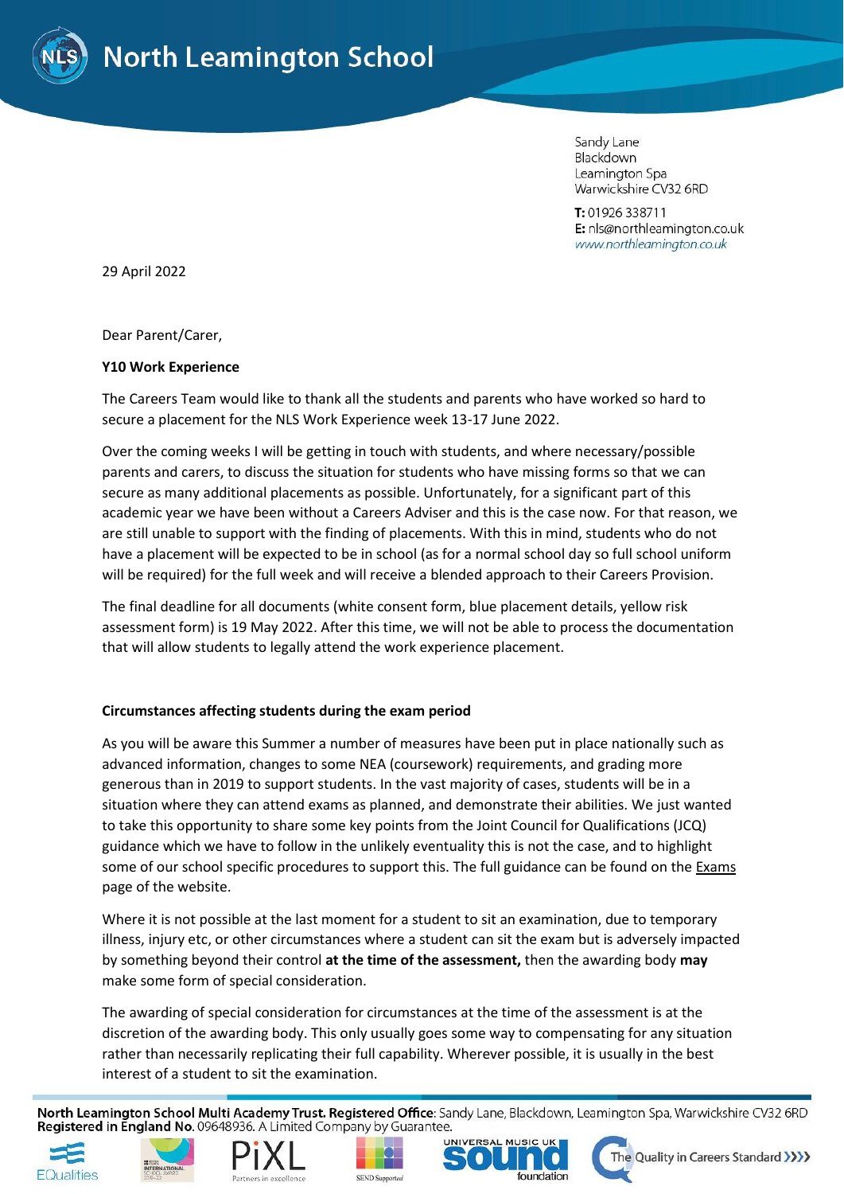# North Leamington School

Sandy Lane
Blackdown
Leamington Spa
Warwickshire CV32 6RD

**T:** 01926 338711
**E:** nls@northleamington.co.uk
www.northleamington.co.uk

29 April 2022

Dear Parent/Carer,

**Y10 Work Experience**

The Careers Team would like to thank all the students and parents who have worked so hard to secure a placement for the NLS Work Experience week 13-17 June 2022.

Over the coming weeks I will be getting in touch with students, and where necessary/possible parents and carers, to discuss the situation for students who have missing forms so that we can secure as many additional placements as possible. Unfortunately, for a significant part of this academic year we have been without a Careers Adviser and this is the case now. For that reason, we are still unable to support with the finding of placements. With this in mind, students who do not have a placement will be expected to be in school (as for a normal school day so full school uniform will be required) for the full week and will receive a blended approach to their Careers Provision.

The final deadline for all documents (white consent form, blue placement details, yellow risk assessment form) is 19 May 2022. After this time, we will not be able to process the documentation that will allow students to legally attend the work experience placement.

**Circumstances affecting students during the exam period**

As you will be aware this Summer a number of measures have been put in place nationally such as advanced information, changes to some NEA (coursework) requirements, and grading more generous than in 2019 to support students. In the vast majority of cases, students will be in a situation where they can attend exams as planned, and demonstrate their abilities. We just wanted to take this opportunity to share some key points from the Joint Council for Qualifications (JCQ) guidance which we have to follow in the unlikely eventuality this is not the case, and to highlight some of our school specific procedures to support this. The full guidance can be found on the Exams page of the website.

Where it is not possible at the last moment for a student to sit an examination, due to temporary illness, injury etc, or other circumstances where a student can sit the exam but is adversely impacted by something beyond their control **at the time of the assessment,** then the awarding body **may** make some form of special consideration.

The awarding of special consideration for circumstances at the time of the assessment is at the discretion of the awarding body. This only usually goes some way to compensating for any situation rather than necessarily replicating their full capability. Wherever possible, it is usually in the best interest of a student to sit the examination.

**North Leamington School Multi Academy Trust. Registered Office**: Sandy Lane, Blackdown, Leamington Spa, Warwickshire CV32 6RD
**Registered in England No.** 09648936. A Limited Company by Guarantee.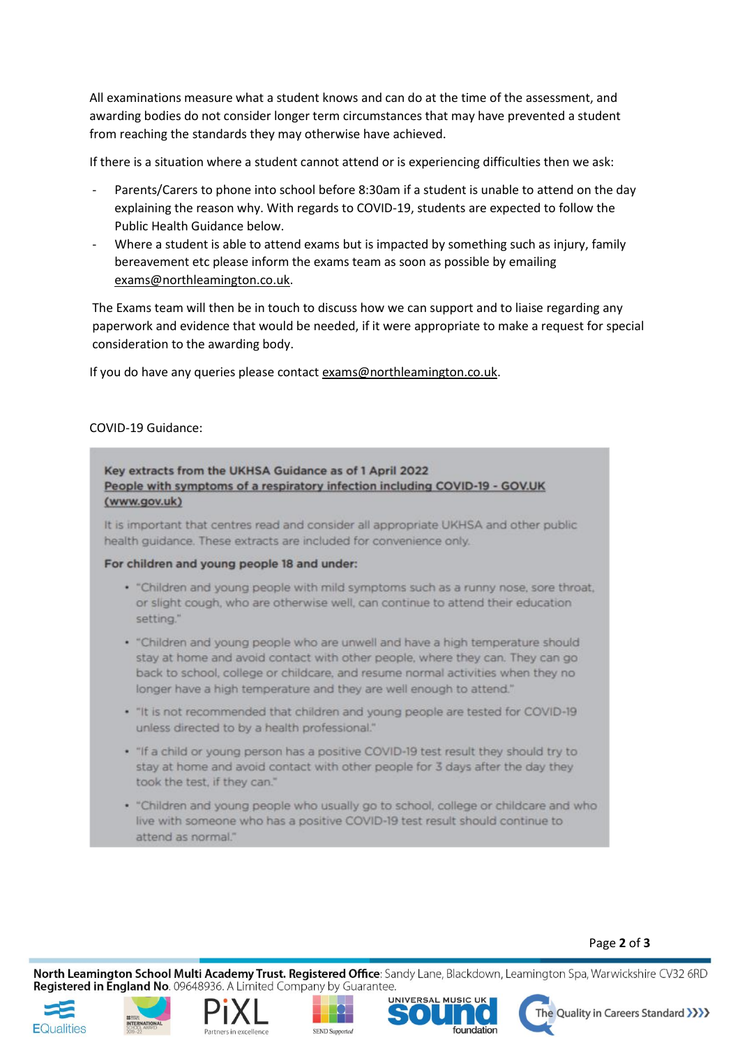All examinations measure what a student knows and can do at the time of the assessment, and awarding bodies do not consider longer term circumstances that may have prevented a student from reaching the standards they may otherwise have achieved.

If there is a situation where a student cannot attend or is experiencing difficulties then we ask:

- Parents/Carers to phone into school before 8:30am if a student is unable to attend on the day explaining the reason why. With regards to COVID-19, students are expected to follow the Public Health Guidance below.
- Where a student is able to attend exams but is impacted by something such as injury, family bereavement etc please inform the exams team as soon as possible by emailing exams@northleamington.co.uk.

The Exams team will then be in touch to discuss how we can support and to liaise regarding any paperwork and evidence that would be needed, if it were appropriate to make a request for special consideration to the awarding body.

If you do have any queries please contact exams@northleamington.co.uk.

COVID-19 Guidance:

**Key extracts from the UKHSA Guidance as of 1 April 2022**
**People with symptoms of a respiratory infection including COVID-19 - GOV.UK (www.gov.uk)**

It is important that centres read and consider all appropriate UKHSA and other public health guidance. These extracts are included for convenience only.

**For children and young people 18 and under:**

- "Children and young people with mild symptoms such as a runny nose, sore throat, or slight cough, who are otherwise well, can continue to attend their education setting."
- "Children and young people who are unwell and have a high temperature should stay at home and avoid contact with other people, where they can. They can go back to school, college or childcare, and resume normal activities when they no longer have a high temperature and they are well enough to attend."
- "It is not recommended that children and young people are tested for COVID-19 unless directed to by a health professional."
- "If a child or young person has a positive COVID-19 test result they should try to stay at home and avoid contact with other people for 3 days after the day they took the test, if they can."
- "Children and young people who usually go to school, college or childcare and who live with someone who has a positive COVID-19 test result should continue to attend as normal."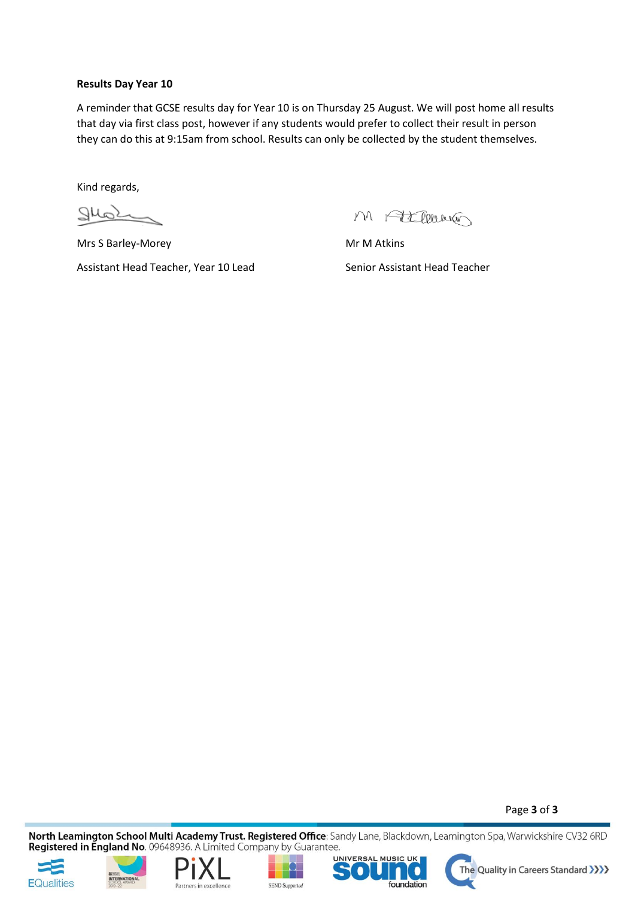**Results Day Year 10**

A reminder that GCSE results day for Year 10 is on Thursday 25 August. We will post home all results that day via first class post, however if any students would prefer to collect their result in person they can do this at 9:15am from school. Results can only be collected by the student themselves.

Kind regards,

Mrs S Barley-Morey

Assistant Head Teacher, Year 10 Lead

Mr M Atkins

Senior Assistant Head Teacher